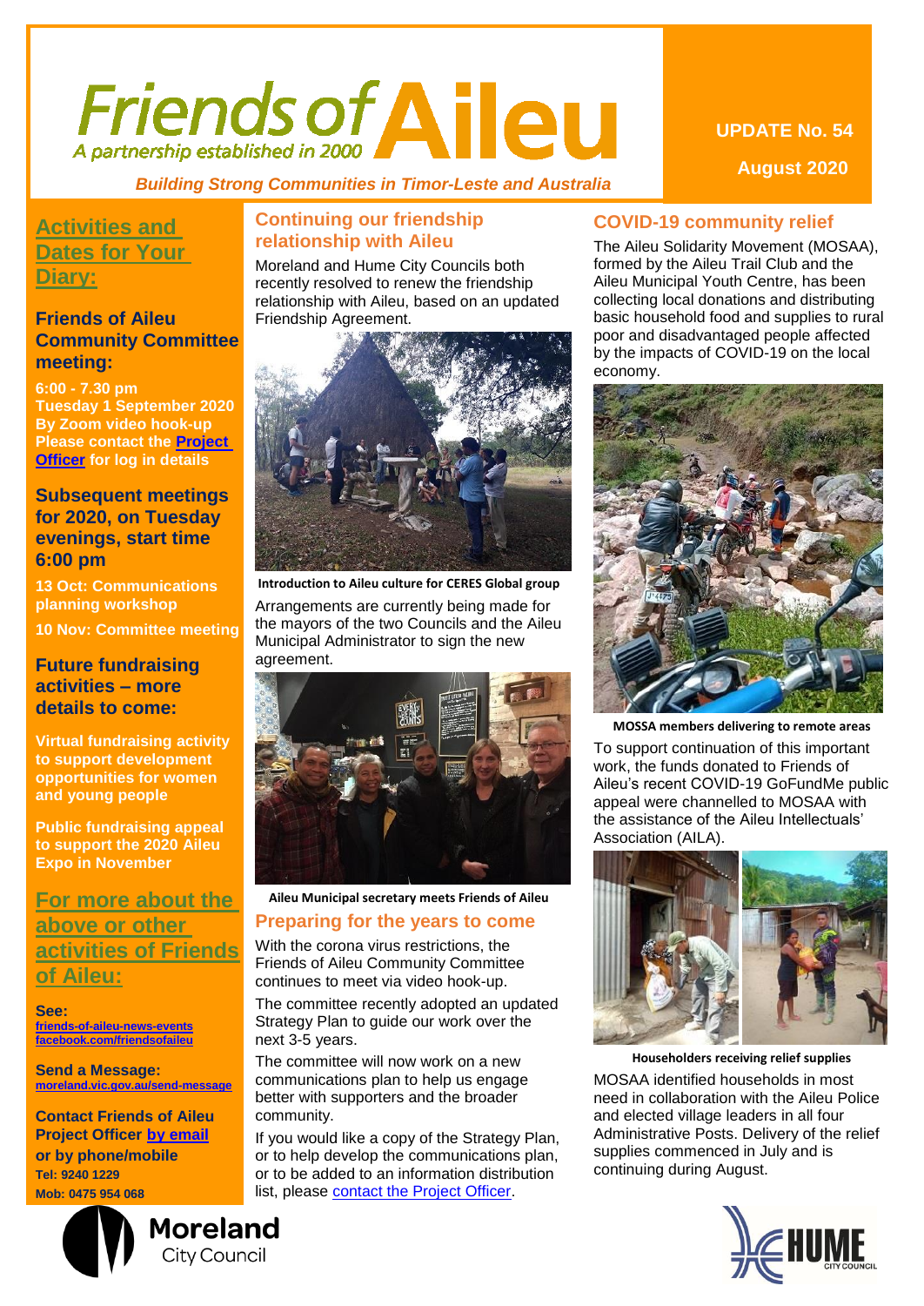# Friends of Aileu

*A partnership established in 2000*

*Building Strong Communities in Timor-Leste and Australia*

**UPDATE No. 54**

**August 2020**

## Activities and Dates for Your Diary:

### Friends of Aileu Community Committee meeting:

**6:00 - 7.30 pm**
**Tuesday 1 September 2020**
**By Zoom video hook-up**
**Please contact the Project Officer for log in details**

### Subsequent meetings for 2020, on Tuesday evenings, start time 6:00 pm

**13 Oct: Communications planning workshop**

**10 Nov: Committee meeting**

### Future fundraising activities – more details to come:

**Virtual fundraising activity to support development opportunities for women and young people**

**Public fundraising appeal to support the 2020 Aileu Expo in November**

## For more about the above or other activities of Friends of Aileu:

**See:**
friends-of-aileu-news-events
facebook.com/friendsofaileu

**Send a Message:**
moreland.vic.gov.au/send-message

**Contact Friends of Aileu Project Officer by email or by phone/mobile**
**Tel: 9240 1229**
**Mob: 0475 954 068**

## Continuing our friendship relationship with Aileu

Moreland and Hume City Councils both recently resolved to renew the friendship relationship with Aileu, based on an updated Friendship Agreement.

**Introduction to Aileu culture for CERES Global group**

Arrangements are currently being made for the mayors of the two Councils and the Aileu Municipal Administrator to sign the new agreement.

**Aileu Municipal secretary meets Friends of Aileu**

## Preparing for the years to come

With the corona virus restrictions, the Friends of Aileu Community Committee continues to meet via video hook-up.

The committee recently adopted an updated Strategy Plan to guide our work over the next 3-5 years.

The committee will now work on a new communications plan to help us engage better with supporters and the broader community.

If you would like a copy of the Strategy Plan, or to help develop the communications plan, or to be added to an information distribution list, please contact the Project Officer.

## COVID-19 community relief

The Aileu Solidarity Movement (MOSAA), formed by the Aileu Trail Club and the Aileu Municipal Youth Centre, has been collecting local donations and distributing basic household food and supplies to rural poor and disadvantaged people affected by the impacts of COVID-19 on the local economy.

**MOSSA members delivering to remote areas**

To support continuation of this important work, the funds donated to Friends of Aileu's recent COVID-19 GoFundMe public appeal were channelled to MOSAA with the assistance of the Aileu Intellectuals' Association (AILA).

**Householders receiving relief supplies**

MOSAA identified households in most need in collaboration with the Aileu Police and elected village leaders in all four Administrative Posts. Delivery of the relief supplies commenced in July and is continuing during August.

Moreland City Council

HUME CITY COUNCIL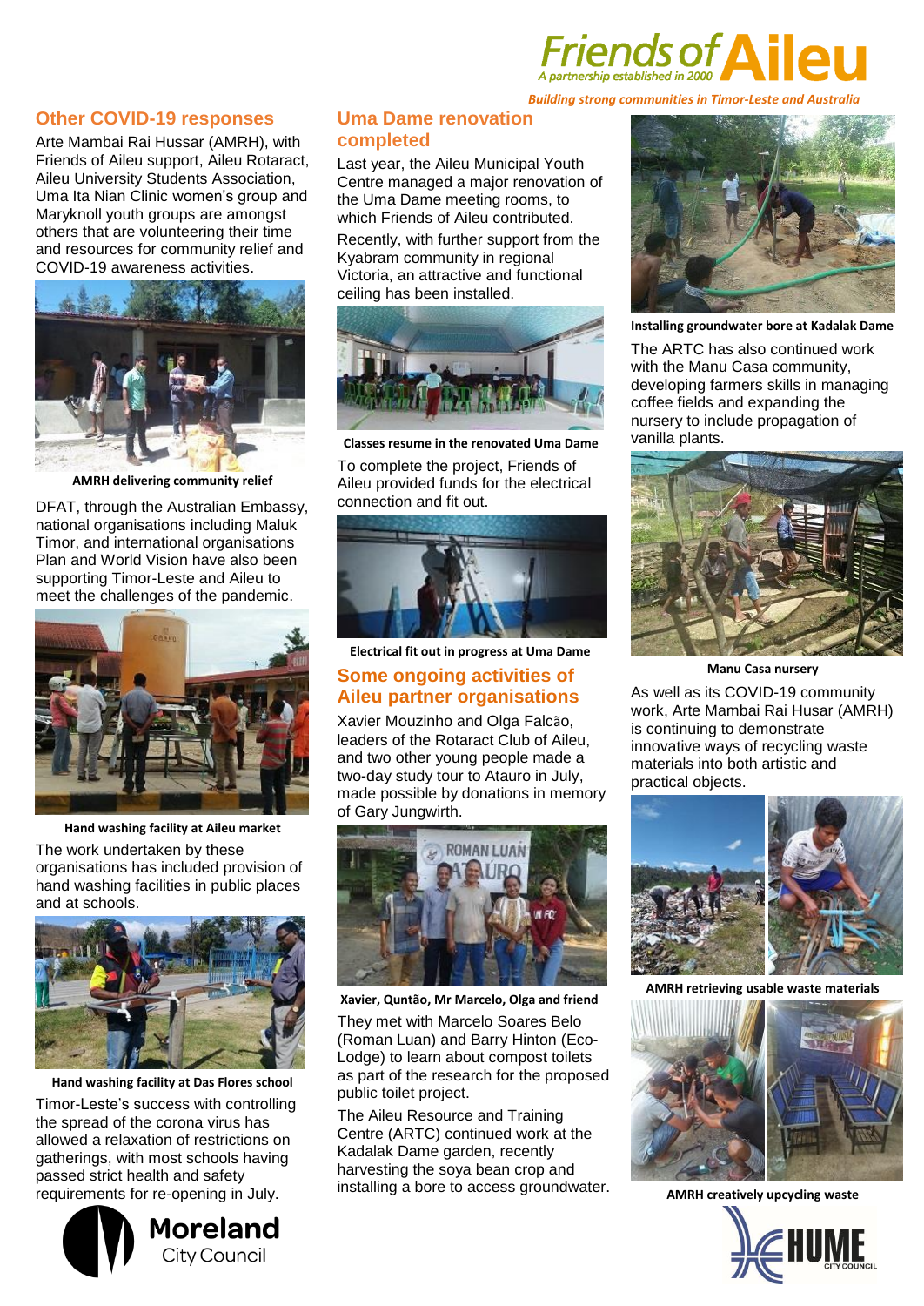## Other COVID-19 responses

Arte Mambai Rai Hussar (AMRH), with Friends of Aileu support, Aileu Rotaract, Aileu University Students Association, Uma Ita Nian Clinic women's group and Maryknoll youth groups are amongst others that are volunteering their time and resources for community relief and COVID-19 awareness activities.

**AMRH delivering community relief**

DFAT, through the Australian Embassy, national organisations including Maluk Timor, and international organisations Plan and World Vision have also been supporting Timor-Leste and Aileu to meet the challenges of the pandemic.

**Hand washing facility at Aileu market**

The work undertaken by these organisations has included provision of hand washing facilities in public places and at schools.

**Hand washing facility at Das Flores school**

Timor-Leste's success with controlling the spread of the corona virus has allowed a relaxation of restrictions on gatherings, with most schools having passed strict health and safety requirements for re-opening in July.

## Uma Dame renovation completed

Last year, the Aileu Municipal Youth Centre managed a major renovation of the Uma Dame meeting rooms, to which Friends of Aileu contributed.

Recently, with further support from the Kyabram community in regional Victoria, an attractive and functional ceiling has been installed.

**Classes resume in the renovated Uma Dame**

To complete the project, Friends of Aileu provided funds for the electrical connection and fit out.

**Electrical fit out in progress at Uma Dame**

## Some ongoing activities of Aileu partner organisations

Xavier Mouzinho and Olga Falcão, leaders of the Rotaract Club of Aileu, and two other young people made a two-day study tour to Atauro in July, made possible by donations in memory of Gary Jungwirth.

**Xavier, Quntão, Mr Marcelo, Olga and friend**

They met with Marcelo Soares Belo (Roman Luan) and Barry Hinton (Eco-Lodge) to learn about compost toilets as part of the research for the proposed public toilet project.

The Aileu Resource and Training Centre (ARTC) continued work at the Kadalak Dame garden, recently harvesting the soya bean crop and installing a bore to access groundwater.

**Installing groundwater bore at Kadalak Dame**

The ARTC has also continued work with the Manu Casa community, developing farmers skills in managing coffee fields and expanding the nursery to include propagation of vanilla plants.

**Manu Casa nursery**

As well as its COVID-19 community work, Arte Mambai Rai Husar (AMRH) is continuing to demonstrate innovative ways of recycling waste materials into both artistic and practical objects.

**AMRH retrieving usable waste materials**

**AMRH creatively upcycling waste**